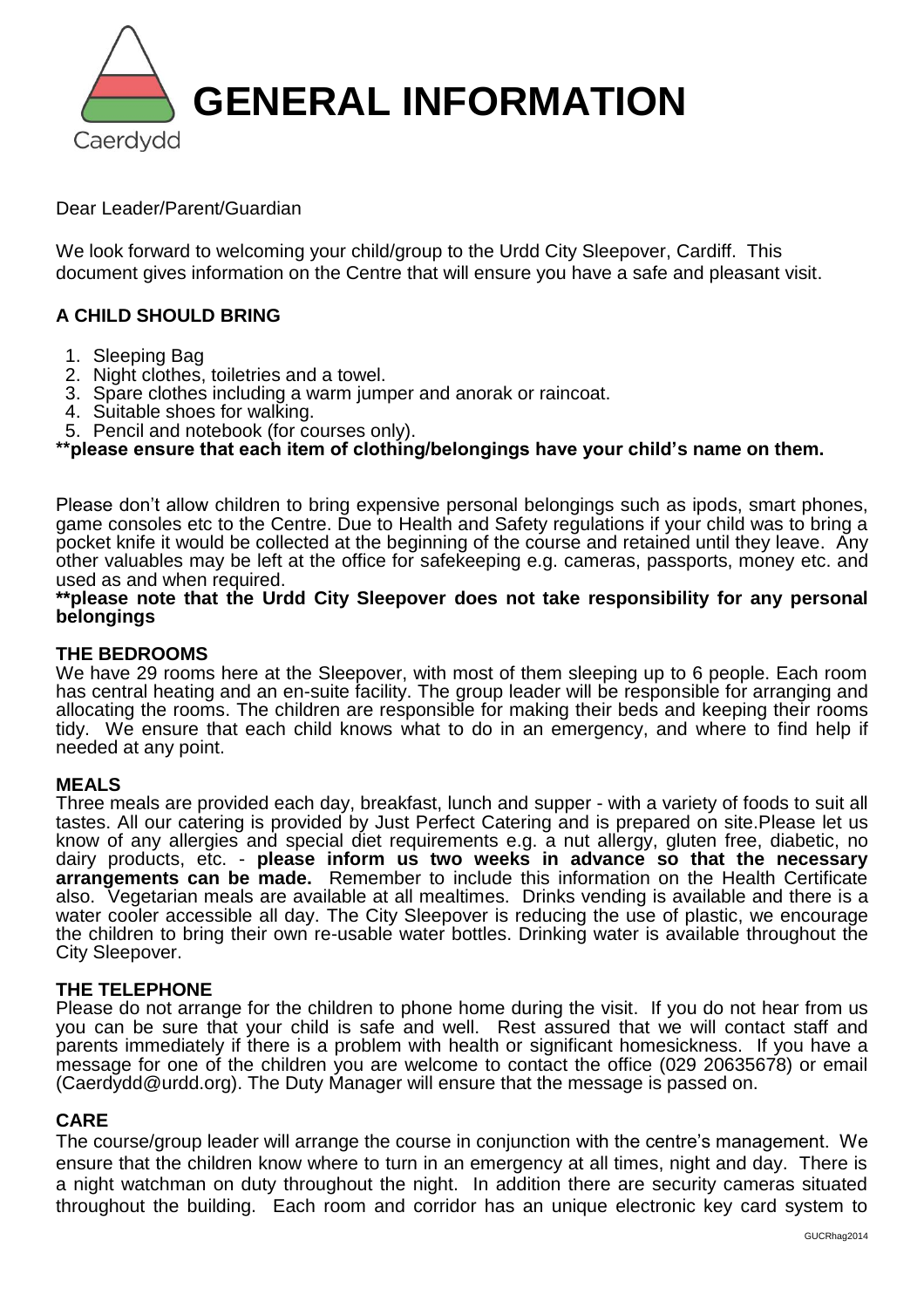# GENERAL INFORMATION

Caerdydd

Dear Leader/Parent/Guardian

We look forward to welcoming your child/group to the Urdd City Sleepover, Cardiff. This document gives information on the Centre that will ensure you have a safe and pleasant visit.

## A CHILD SHOULD BRING

1. Sleeping Bag
2. Night clothes, toiletries and a towel.
3. Spare clothes including a warm jumper and anorak or raincoat.
4. Suitable shoes for walking.
5. Pencil and notebook (for courses only).

**\*\*please ensure that each item of clothing/belongings have your child's name on them.**

Please don't allow children to bring expensive personal belongings such as ipods, smart phones, game consoles etc to the Centre. Due to Health and Safety regulations if your child was to bring a pocket knife it would be collected at the beginning of the course and retained until they leave. Any other valuables may be left at the office for safekeeping e.g. cameras, passports, money etc. and used as and when required.

**\*\*please note that the Urdd City Sleepover does not take responsibility for any personal belongings**

## THE BEDROOMS

We have 29 rooms here at the Sleepover, with most of them sleeping up to 6 people. Each room has central heating and an en-suite facility. The group leader will be responsible for arranging and allocating the rooms. The children are responsible for making their beds and keeping their rooms tidy. We ensure that each child knows what to do in an emergency, and where to find help if needed at any point.

## MEALS

Three meals are provided each day, breakfast, lunch and supper - with a variety of foods to suit all tastes. All our catering is provided by Just Perfect Catering and is prepared on site.Please let us know of any allergies and special diet requirements e.g. a nut allergy, gluten free, diabetic, no dairy products, etc. - **please inform us two weeks in advance so that the necessary arrangements can be made.** Remember to include this information on the Health Certificate also. Vegetarian meals are available at all mealtimes. Drinks vending is available and there is a water cooler accessible all day. The City Sleepover is reducing the use of plastic, we encourage the children to bring their own re-usable water bottles. Drinking water is available throughout the City Sleepover.

## THE TELEPHONE

Please do not arrange for the children to phone home during the visit. If you do not hear from us you can be sure that your child is safe and well. Rest assured that we will contact staff and parents immediately if there is a problem with health or significant homesickness. If you have a message for one of the children you are welcome to contact the office (029 20635678) or email (Caerdydd@urdd.org). The Duty Manager will ensure that the message is passed on.

## CARE

The course/group leader will arrange the course in conjunction with the centre's management. We ensure that the children know where to turn in an emergency at all times, night and day. There is a night watchman on duty throughout the night. In addition there are security cameras situated throughout the building. Each room and corridor has an unique electronic key card system to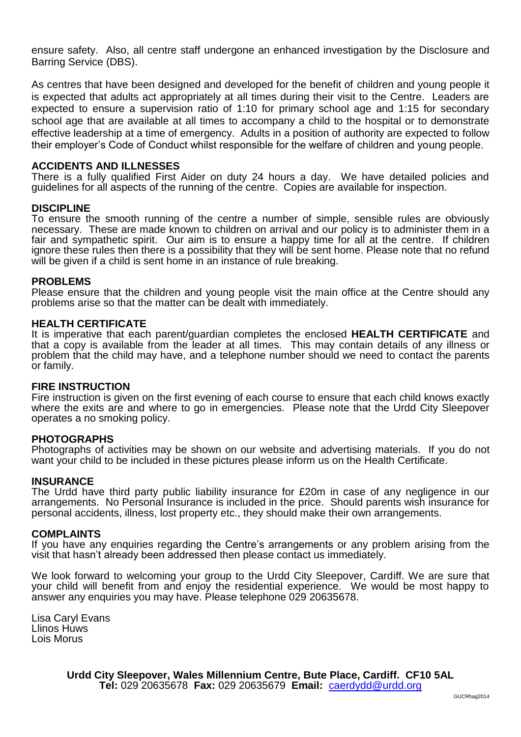ensure safety. Also, all centre staff undergone an enhanced investigation by the Disclosure and Barring Service (DBS).

As centres that have been designed and developed for the benefit of children and young people it is expected that adults act appropriately at all times during their visit to the Centre. Leaders are expected to ensure a supervision ratio of 1:10 for primary school age and 1:15 for secondary school age that are available at all times to accompany a child to the hospital or to demonstrate effective leadership at a time of emergency. Adults in a position of authority are expected to follow their employer's Code of Conduct whilst responsible for the welfare of children and young people.

**ACCIDENTS AND ILLNESSES**
There is a fully qualified First Aider on duty 24 hours a day. We have detailed policies and guidelines for all aspects of the running of the centre. Copies are available for inspection.

**DISCIPLINE**
To ensure the smooth running of the centre a number of simple, sensible rules are obviously necessary. These are made known to children on arrival and our policy is to administer them in a fair and sympathetic spirit. Our aim is to ensure a happy time for all at the centre. If children ignore these rules then there is a possibility that they will be sent home. Please note that no refund will be given if a child is sent home in an instance of rule breaking.

**PROBLEMS**
Please ensure that the children and young people visit the main office at the Centre should any problems arise so that the matter can be dealt with immediately.

**HEALTH CERTIFICATE**
It is imperative that each parent/guardian completes the enclosed **HEALTH CERTIFICATE** and that a copy is available from the leader at all times. This may contain details of any illness or problem that the child may have, and a telephone number should we need to contact the parents or family.

**FIRE INSTRUCTION**
Fire instruction is given on the first evening of each course to ensure that each child knows exactly where the exits are and where to go in emergencies. Please note that the Urdd City Sleepover operates a no smoking policy.

**PHOTOGRAPHS**
Photographs of activities may be shown on our website and advertising materials. If you do not want your child to be included in these pictures please inform us on the Health Certificate.

**INSURANCE**
The Urdd have third party public liability insurance for £20m in case of any negligence in our arrangements. No Personal Insurance is included in the price. Should parents wish insurance for personal accidents, illness, lost property etc., they should make their own arrangements.

**COMPLAINTS**
If you have any enquiries regarding the Centre's arrangements or any problem arising from the visit that hasn't already been addressed then please contact us immediately.

We look forward to welcoming your group to the Urdd City Sleepover, Cardiff. We are sure that your child will benefit from and enjoy the residential experience. We would be most happy to answer any enquiries you may have. Please telephone 029 20635678.

Lisa Caryl Evans
Llinos Huws
Lois Morus

**Urdd City Sleepover, Wales Millennium Centre, Bute Place, Cardiff. CF10 5AL**
**Tel:** 029 20635678 **Fax:** 029 20635679 **Email:** caerdydd@urdd.org

GUCRhag2014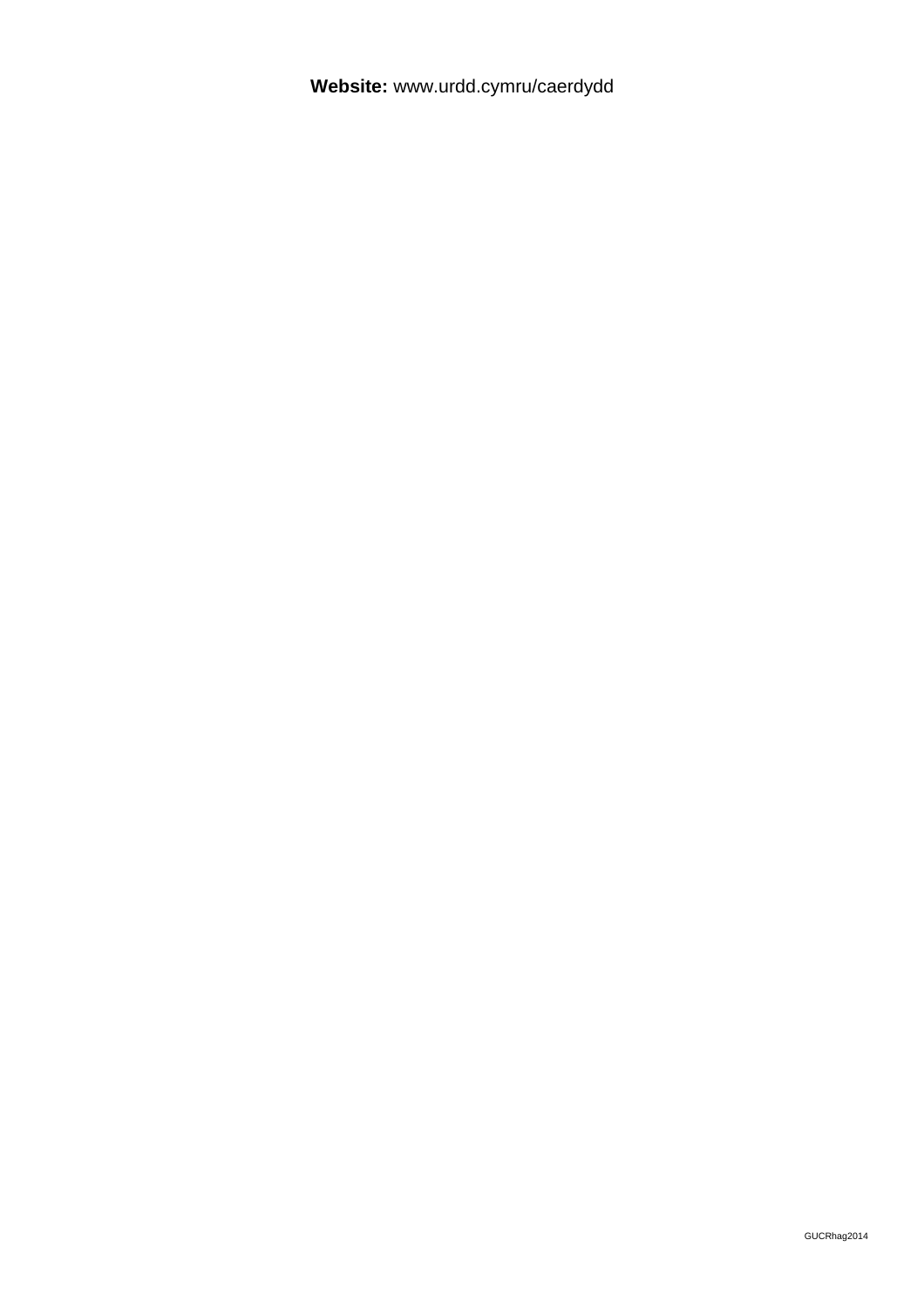**Website:** www.urdd.cymru/caerdydd